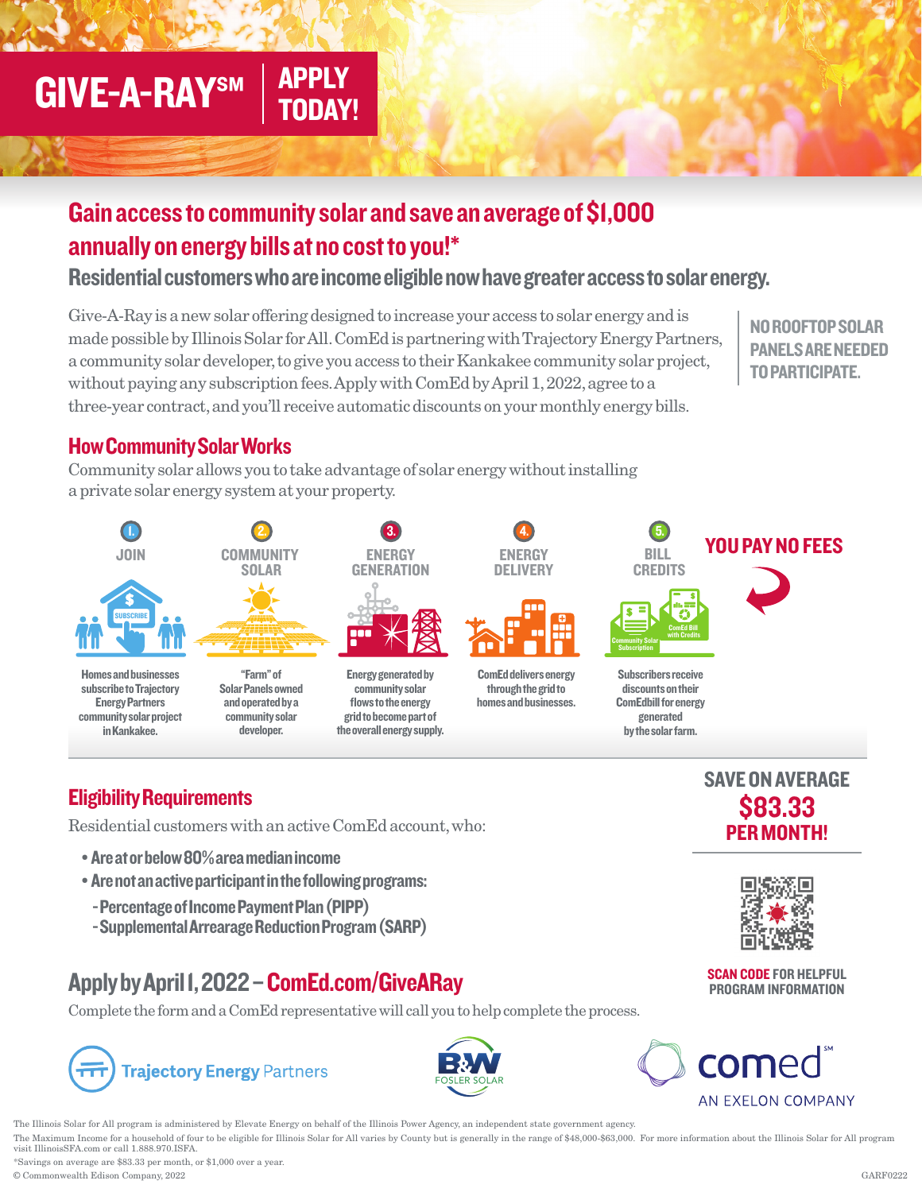# GIVE-A-RAY℠ | APPLY TODAY!

## Gain access to community solar and save an average of $1,000 annually on energy bills at no cost to you!*

### Residential customers who are income eligible now have greater access to solar energy.

Give-A-Ray is a new solar offering designed to increase your access to solar energy and is made possible by Illinois Solar for All. ComEd is partnering with Trajectory Energy Partners, a community solar developer, to give you access to their Kankakee community solar project, without paying any subscription fees. Apply with ComEd by April 1, 2022, agree to a three-year contract, and you'll receive automatic discounts on your monthly energy bills.

**NO ROOFTOP SOLAR PANELS ARE NEEDED TO PARTICIPATE.**

## How Community Solar Works

Community solar allows you to take advantage of solar energy without installing a private solar energy system at your property.

1. **JOIN** – Homes and businesses subscribe to Trajectory Energy Partners community solar project in Kankakee.
2. **COMMUNITY SOLAR** – "Farm" of Solar Panels owned and operated by a community solar developer.
3. **ENERGY GENERATION** – Energy generated by community solar flows to the energy grid to become part of the overall energy supply.
4. **ENERGY DELIVERY** – ComEd delivers energy through the grid to homes and businesses.
5. **BILL CREDITS** – Subscribers receive discounts on their ComEd bill for energy generated by the solar farm.

**YOU PAY NO FEES**

## Eligibility Requirements

Residential customers with an active ComEd account, who:

- **Are at or below 80% area median income**
- **Are not an active participant in the following programs:**
  - **Percentage of Income Payment Plan (PIPP)**
  - **Supplemental Arrearage Reduction Program (SARP)**

**SAVE ON AVERAGE $83.33 PER MONTH!**

**SCAN CODE FOR HELPFUL PROGRAM INFORMATION**

## Apply by April 1, 2022 – ComEd.com/GiveARay

Complete the form and a ComEd representative will call you to help complete the process.

Trajectory Energy Partners | B&W Fosler Solar | comed℠ AN EXELON COMPANY

The Illinois Solar for All program is administered by Elevate Energy on behalf of the Illinois Power Agency, an independent state government agency.

The Maximum Income for a household of four to be eligible for Illinois Solar for All varies by County but is generally in the range of $48,000-$63,000. For more information about the Illinois Solar for All program visit IllinoisSFA.com or call 1.888.970.ISFA.

*Savings on average are $83.33 per month, or $1,000 over a year.

© Commonwealth Edison Company, 2022

GARF0222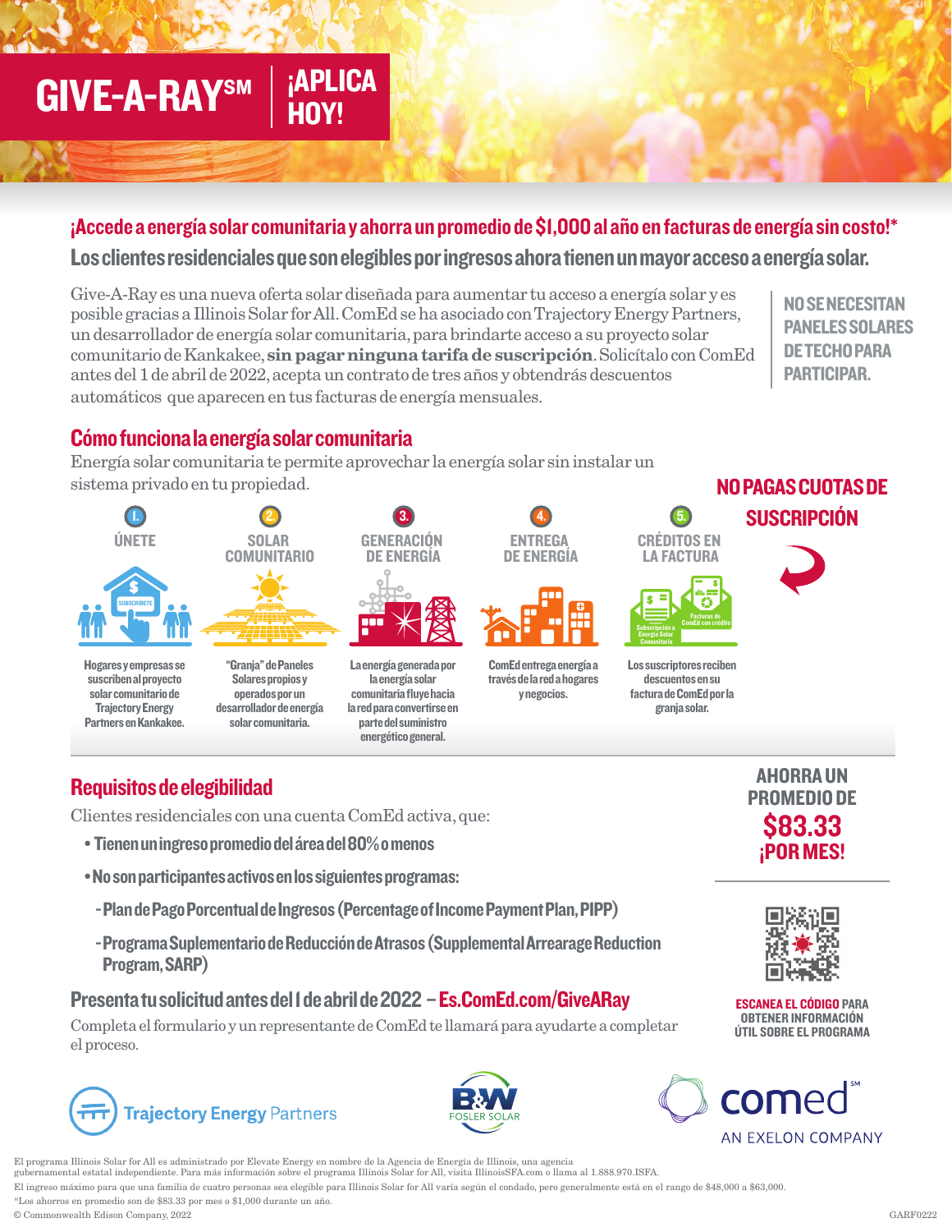# GIVE-A-RAY℠ | ¡APLICA HOY!

## ¡Accede a energía solar comunitaria y ahorra un promedio de $1,000 al año en facturas de energía sin costo!*

### Los clientes residenciales que son elegibles por ingresos ahora tienen un mayor acceso a energía solar.

Give-A-Ray es una nueva oferta solar diseñada para aumentar tu acceso a energía solar y es posible gracias a Illinois Solar for All. ComEd se ha asociado con Trajectory Energy Partners, un desarrollador de energía solar comunitaria, para brindarte acceso a su proyecto solar comunitario de Kankakee, **sin pagar ninguna tarifa de suscripción**. Solicítalo con ComEd antes del 1 de abril de 2022, acepta un contrato de tres años y obtendrás descuentos automáticos que aparecen en tus facturas de energía mensuales.

**NO SE NECESITAN PANELES SOLARES DE TECHO PARA PARTICIPAR.**

## Cómo funciona la energía solar comunitaria

Energía solar comunitaria te permite aprovechar la energía solar sin instalar un sistema privado en tu propiedad.

**NO PAGAS CUOTAS DE SUSCRIPCIÓN**

1. **ÚNETE** — Hogares y empresas se suscriben al proyecto solar comunitario de Trajectory Energy Partners en Kankakee.
2. **SOLAR COMUNITARIO** — "Granja" de Paneles Solares propios y operados por un desarrollador de energía solar comunitaria.
3. **GENERACIÓN DE ENERGÍA** — La energía generada por la energía solar comunitaria fluye hacia la red para convertirse en parte del suministro energético general.
4. **ENTREGA DE ENERGÍA** — ComEd entrega energía a través de la red a hogares y negocios.
5. **CRÉDITOS EN LA FACTURA** — Los suscriptores reciben descuentos en su factura de ComEd por la granja solar.

SUSCRÍBETE

Suscripción a Energía Solar Comunitaria

Facturas de ComEd con crédito

## Requisitos de elegibilidad

Clientes residenciales con una cuenta ComEd activa, que:

- **Tienen un ingreso promedio del área del 80% o menos**
- **No son participantes activos en los siguientes programas:**
  - **Plan de Pago Porcentual de Ingresos (Percentage of Income Payment Plan, PIPP)**
  - **Programa Suplementario de Reducción de Atrasos (Supplemental Arrearage Reduction Program, SARP)**

**AHORRA UN PROMEDIO DE $83.33 ¡POR MES!**

### Presenta tu solicitud antes del 1 de abril de 2022 – Es.ComEd.com/GiveARay

Completa el formulario y un representante de ComEd te llamará para ayudarte a completar el proceso.

**ESCANEA EL CÓDIGO PARA OBTENER INFORMACIÓN ÚTIL SOBRE EL PROGRAMA**

Trajectory Energy Partners

B&W FOSLER SOLAR

comed℠ AN EXELON COMPANY

El programa Illinois Solar for All es administrado por Elevate Energy en nombre de la Agencia de Energía de Illinois, una agencia gubernamental estatal independiente. Para más información sobre el programa Illinois Solar for All, visita IllinoisSFA.com o llama al 1.888.970.ISFA.

El ingreso máximo para que una familia de cuatro personas sea elegible para Illinois Solar for All varía según el condado, pero generalmente está en el rango de $48,000 a $63,000.

*Los ahorros en promedio son de $83.33 por mes o $1,000 durante un año.

© Commonwealth Edison Company, 2022

GARF0222